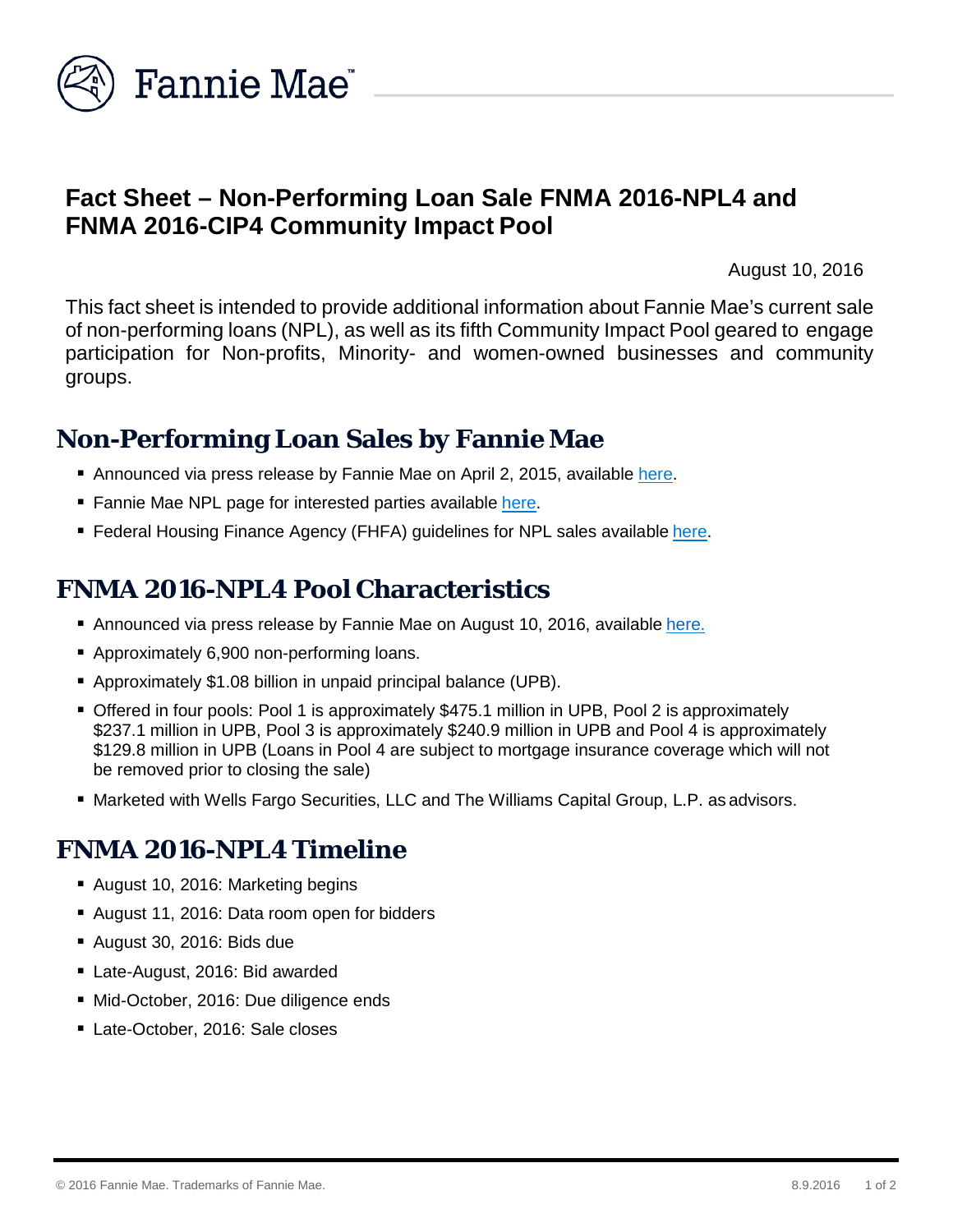Fannie Mae

# Fact Sheet – Non-Performing Loan Sale FNMA 2016-NPL4 and FNMA 2016-CIP4 Community Impact Pool

August 10, 2016

This fact sheet is intended to provide additional information about Fannie Mae's current sale of non-performing loans (NPL), as well as its fifth Community Impact Pool geared to engage participation for Non-profits, Minority- and women-owned businesses and community groups.

## Non-Performing Loan Sales by Fannie Mae

- Announced via press release by Fannie Mae on April 2, 2015, available here.
- Fannie Mae NPL page for interested parties available here.
- Federal Housing Finance Agency (FHFA) guidelines for NPL sales available here.

## FNMA 2016-NPL4 Pool Characteristics

- Announced via press release by Fannie Mae on August 10, 2016, available here.
- Approximately 6,900 non-performing loans.
- Approximately $1.08 billion in unpaid principal balance (UPB).
- Offered in four pools: Pool 1 is approximately $475.1 million in UPB, Pool 2 is approximately $237.1 million in UPB, Pool 3 is approximately $240.9 million in UPB and Pool 4 is approximately $129.8 million in UPB (Loans in Pool 4 are subject to mortgage insurance coverage which will not be removed prior to closing the sale)
- Marketed with Wells Fargo Securities, LLC and The Williams Capital Group, L.P. as advisors.

## FNMA 2016-NPL4 Timeline

- August 10, 2016: Marketing begins
- August 11, 2016: Data room open for bidders
- August 30, 2016: Bids due
- Late-August, 2016: Bid awarded
- Mid-October, 2016: Due diligence ends
- Late-October, 2016: Sale closes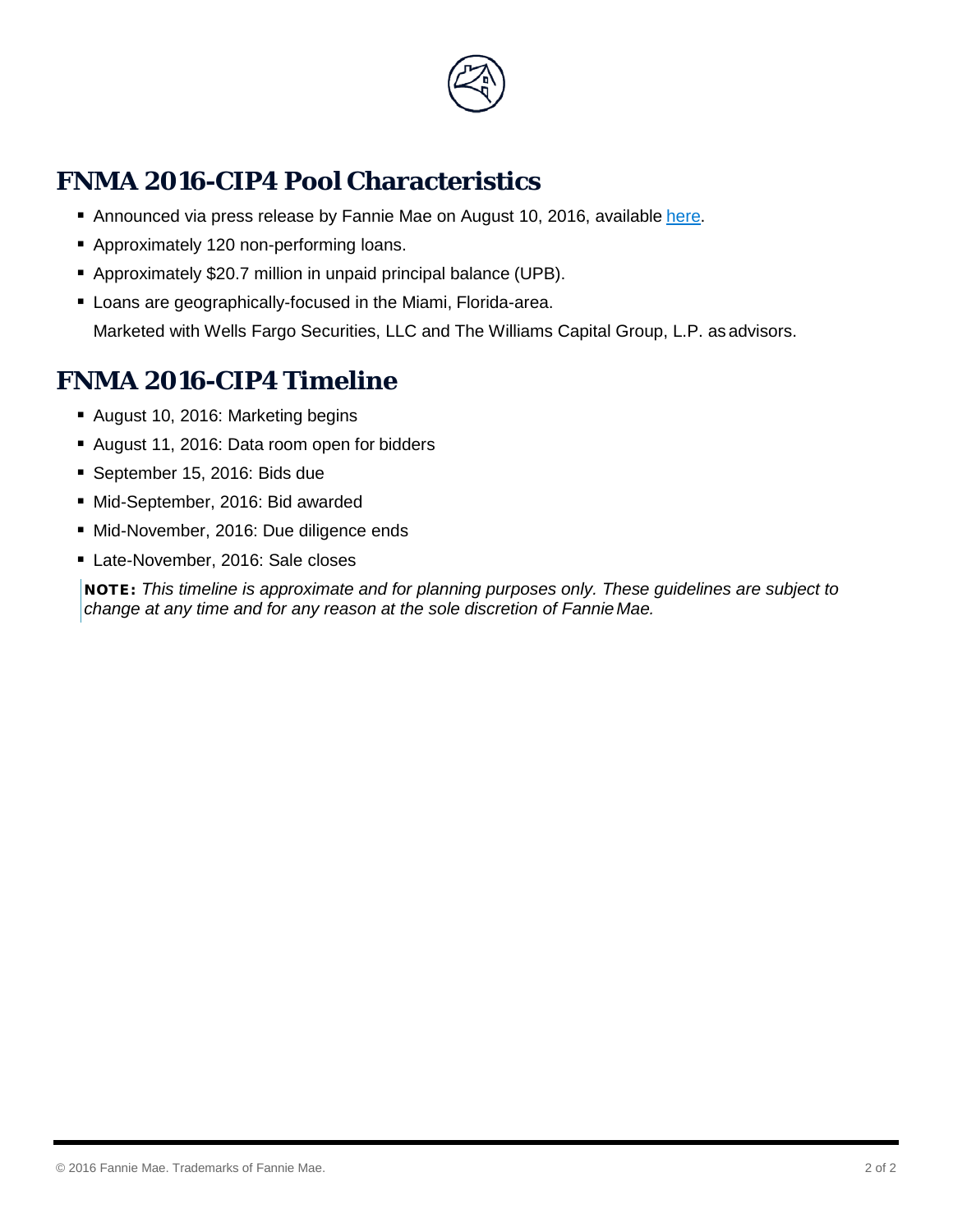## FNMA 2016-CIP4 Pool Characteristics

- Announced via press release by Fannie Mae on August 10, 2016, available here.
- Approximately 120 non-performing loans.
- Approximately $20.7 million in unpaid principal balance (UPB).
- Loans are geographically-focused in the Miami, Florida-area.

  Marketed with Wells Fargo Securities, LLC and The Williams Capital Group, L.P. as advisors.

## FNMA 2016-CIP4 Timeline

- August 10, 2016: Marketing begins
- August 11, 2016: Data room open for bidders
- September 15, 2016: Bids due
- Mid-September, 2016: Bid awarded
- Mid-November, 2016: Due diligence ends
- Late-November, 2016: Sale closes

**NOTE:** *This timeline is approximate and for planning purposes only. These guidelines are subject to change at any time and for any reason at the sole discretion of Fannie Mae.*

© 2016 Fannie Mae. Trademarks of Fannie Mae.